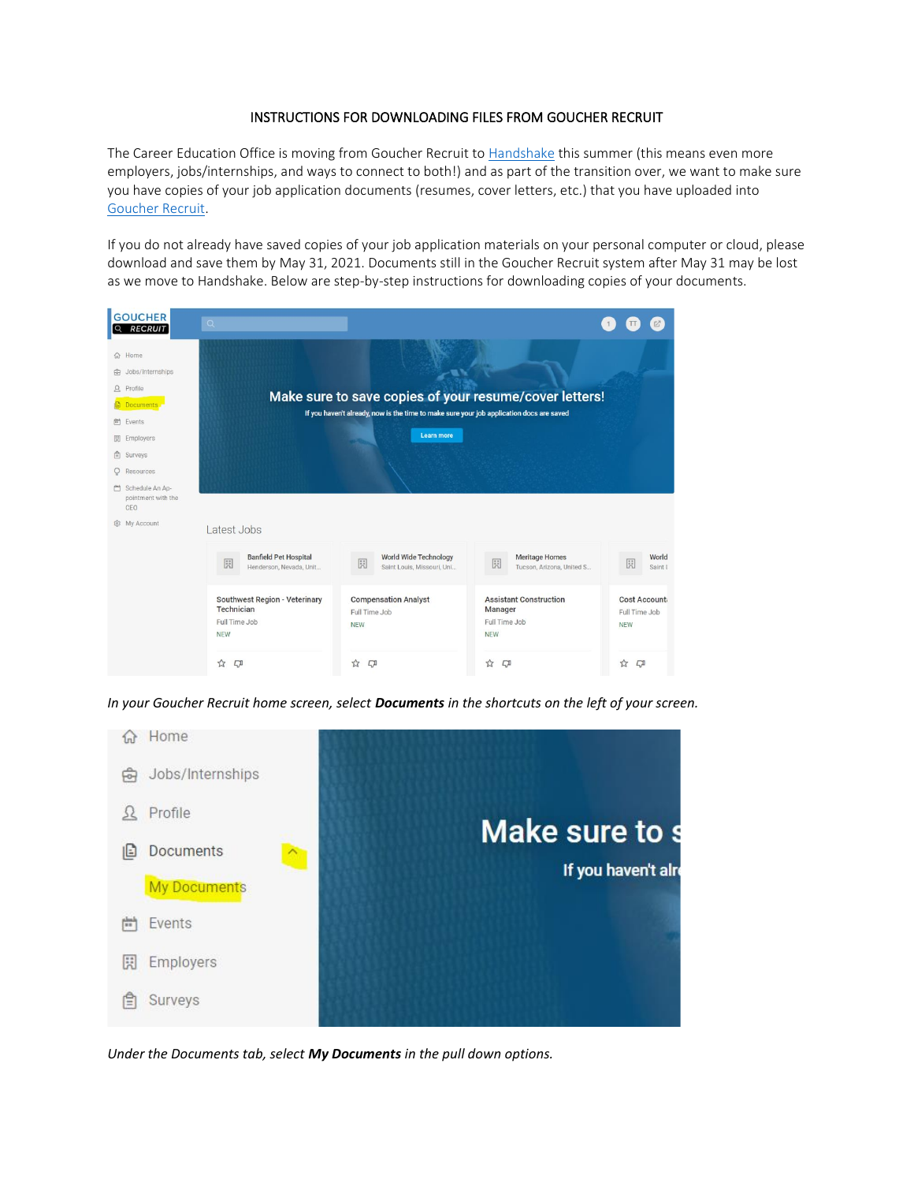# INSTRUCTIONS FOR DOWNLOADING FILES FROM GOUCHER RECRUIT

The Career Education Office is moving from Goucher Recruit to Handshake this summer (this means even more employers, jobs/internships, and ways to connect to both!) and as part of the transition over, we want to make sure you have copies of your job application documents (resumes, cover letters, etc.) that you have uploaded into Goucher Recruit.

If you do not already have saved copies of your job application materials on your personal computer or cloud, please download and save them by May 31, 2021. Documents still in the Goucher Recruit system after May 31 may be lost as we move to Handshake. Below are step-by-step instructions for downloading copies of your documents.

*In your Goucher Recruit home screen, select **Documents** in the shortcuts on the left of your screen.*

*Under the Documents tab, select **My Documents** in the pull down options.*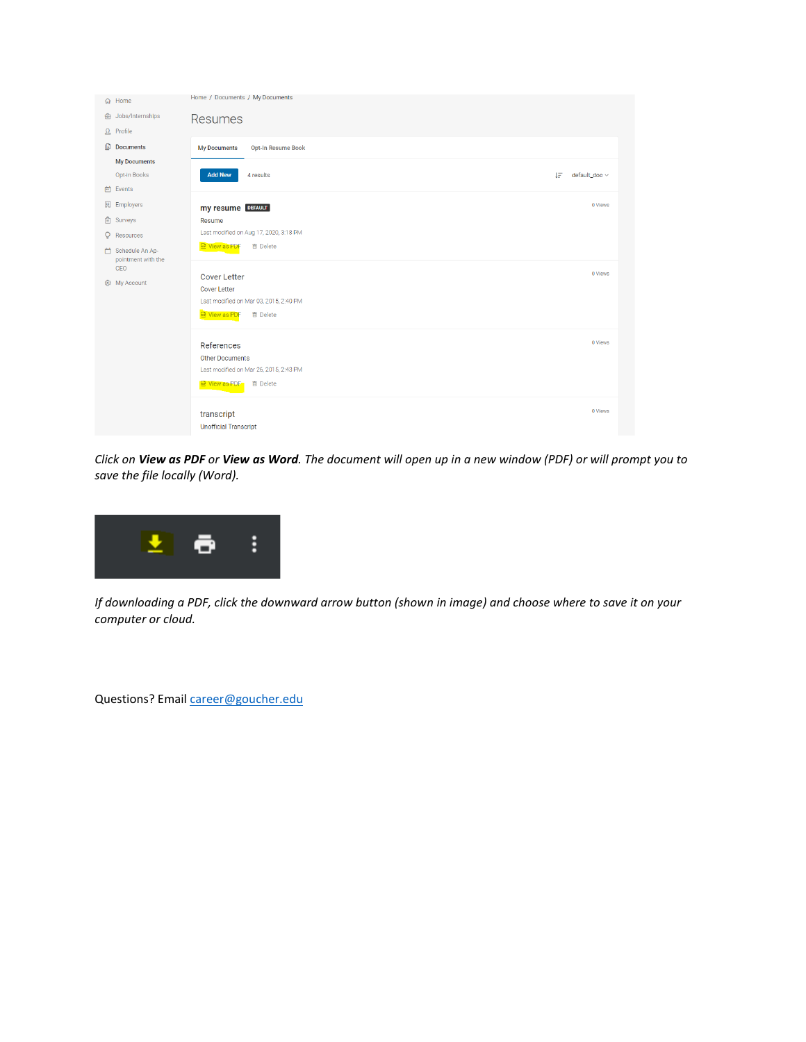*Click on **View as PDF** or **View as Word**. The document will open up in a new window (PDF) or will prompt you to save the file locally (Word).*

*If downloading a PDF, click the downward arrow button (shown in image) and choose where to save it on your computer or cloud.*

Questions? Email [career@goucher.edu](mailto:career@goucher.edu)